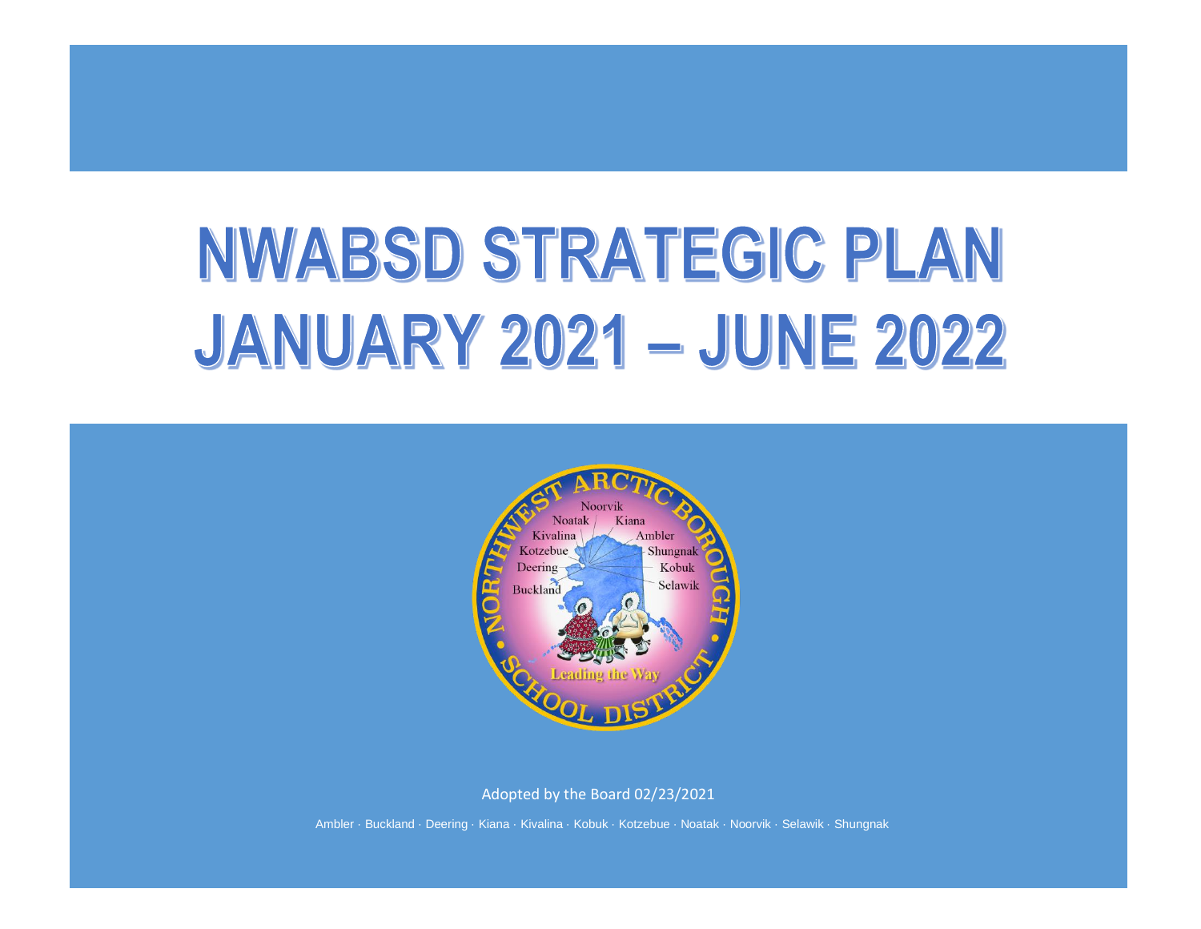# NWABSD STRATEGIC PLAN JANUARY 2021 – JUNE 2022

Adopted by the Board 02/23/2021

Ambler · Buckland · Deering · Kiana · Kivalina · Kobuk · Kotzebue · Noatak · Noorvik · Selawik · Shungnak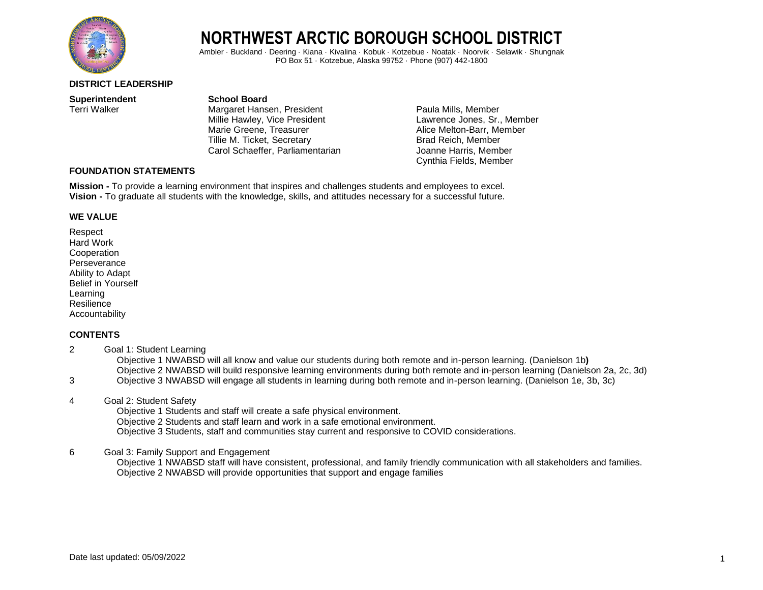# NORTHWEST ARCTIC BOROUGH SCHOOL DISTRICT

Ambler · Buckland · Deering · Kiana · Kivalina · Kobuk · Kotzebue · Noatak · Noorvik · Selawik · Shungnak
PO Box 51 · Kotzebue, Alaska 99752 · Phone (907) 442-1800

### DISTRICT LEADERSHIP

**Superintendent**
Terri Walker

**School Board**
Margaret Hansen, President
Millie Hawley, Vice President
Marie Greene, Treasurer
Tillie M. Ticket, Secretary
Carol Schaeffer, Parliamentarian
Paula Mills, Member
Lawrence Jones, Sr., Member
Alice Melton-Barr, Member
Brad Reich, Member
Joanne Harris, Member
Cynthia Fields, Member

### FOUNDATION STATEMENTS

**Mission -** To provide a learning environment that inspires and challenges students and employees to excel.
**Vision -** To graduate all students with the knowledge, skills, and attitudes necessary for a successful future.

### WE VALUE

Respect
Hard Work
Cooperation
Perseverance
Ability to Adapt
Belief in Yourself
Learning
Resilience
Accountability

### CONTENTS

2 Goal 1: Student Learning
- Objective 1 NWABSD will all know and value our students during both remote and in-person learning. (Danielson 1b**)**
- Objective 2 NWABSD will build responsive learning environments during both remote and in-person learning (Danielson 2a, 2c, 3d)

3
- Objective 3 NWABSD will engage all students in learning during both remote and in-person learning. (Danielson 1e, 3b, 3c)

4 Goal 2: Student Safety
- Objective 1 Students and staff will create a safe physical environment.
- Objective 2 Students and staff learn and work in a safe emotional environment.
- Objective 3 Students, staff and communities stay current and responsive to COVID considerations.

6 Goal 3: Family Support and Engagement
- Objective 1 NWABSD staff will have consistent, professional, and family friendly communication with all stakeholders and families.
- Objective 2 NWABSD will provide opportunities that support and engage families

Date last updated: 05/09/2022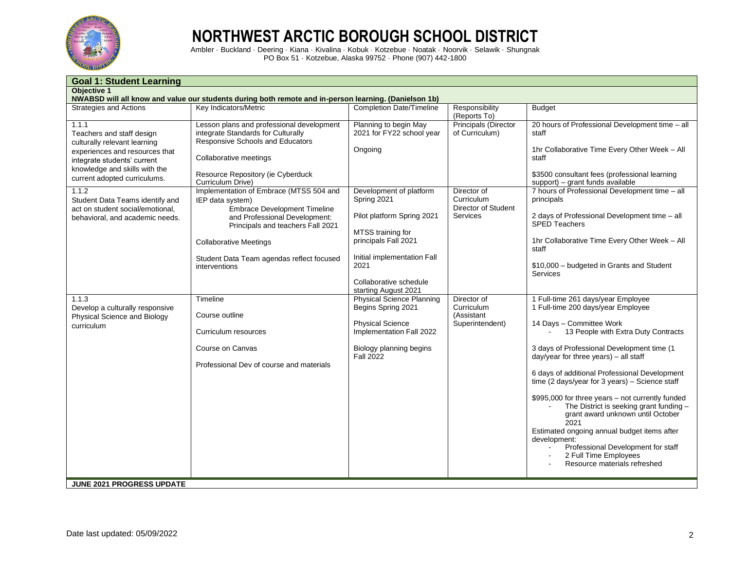# NORTHWEST ARCTIC BOROUGH SCHOOL DISTRICT

Ambler · Buckland · Deering · Kiana · Kivalina · Kobuk · Kotzebue · Noatak · Noorvik · Selawik · Shungnak
PO Box 51 · Kotzebue, Alaska 99752 · Phone (907) 442-1800

## Goal 1: Student Learning

**Objective 1**

**NWABSD will all know and value our students during both remote and in-person learning. (Danielson 1b)**

| Strategies and Actions | Key Indicators/Metric | Completion Date/Timeline | Responsibility (Reports To) | Budget |
|---|---|---|---|---|
| 1.1.1<br>Teachers and staff design culturally relevant learning experiences and resources that integrate students' current knowledge and skills with the current adopted curriculums. | Lesson plans and professional development integrate Standards for Culturally Responsive Schools and Educators<br><br>Collaborative meetings<br><br>Resource Repository (ie Cyberduck Curriculum Drive) | Planning to begin May 2021 for FY22 school year<br><br>Ongoing | Principals (Director of Curriculum) | 20 hours of Professional Development time – all staff<br><br>1hr Collaborative Time Every Other Week – All staff<br><br>$3500 consultant fees (professional learning support) – grant funds available |
| 1.1.2<br>Student Data Teams identify and act on student social/emotional, behavioral, and academic needs. | Implementation of Embrace (MTSS 504 and IEP data system)<br>Embrace Development Timeline and Professional Development: Principals and teachers Fall 2021<br><br>Collaborative Meetings<br><br>Student Data Team agendas reflect focused interventions | Development of platform Spring 2021<br><br>Pilot platform Spring 2021<br><br>MTSS training for principals Fall 2021<br><br>Initial implementation Fall 2021<br><br>Collaborative schedule starting August 2021 | Director of Curriculum<br>Director of Student Services | 7 hours of Professional Development time – all principals<br><br>2 days of Professional Development time – all SPED Teachers<br><br>1hr Collaborative Time Every Other Week – All staff<br><br>$10,000 – budgeted in Grants and Student Services |
| 1.1.3<br>Develop a culturally responsive Physical Science and Biology curriculum | Timeline<br><br>Course outline<br><br>Curriculum resources<br><br>Course on Canvas<br><br>Professional Dev of course and materials | Physical Science Planning Begins Spring 2021<br><br>Physical Science Implementation Fall 2022<br><br>Biology planning begins Fall 2022 | Director of Curriculum (Assistant Superintendent) | 1 Full-time 261 days/year Employee<br>1 Full-time 200 days/year Employee<br><br>14 Days – Committee Work<br>- 13 People with Extra Duty Contracts<br><br>3 days of Professional Development time (1 day/year for three years) – all staff<br><br>6 days of additional Professional Development time (2 days/year for 3 years) – Science staff<br><br>$995,000 for three years – not currently funded<br>- The District is seeking grant funding – grant award unknown until October 2021<br><br>Estimated ongoing annual budget items after development:<br>- Professional Development for staff<br>- 2 Full Time Employees<br>- Resource materials refreshed |

**JUNE 2021 PROGRESS UPDATE**

Date last updated: 05/09/2022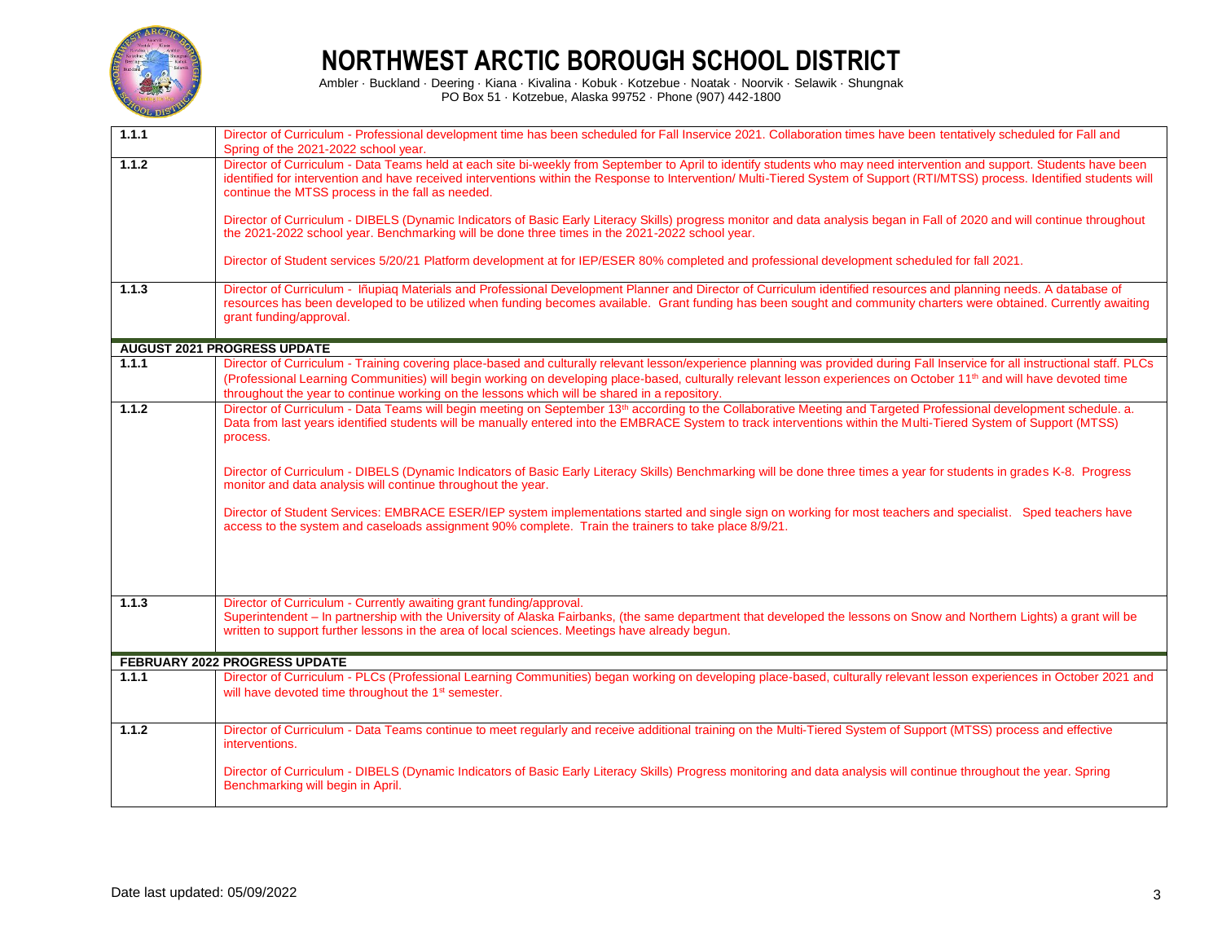# NORTHWEST ARCTIC BOROUGH SCHOOL DISTRICT

Ambler · Buckland · Deering · Kiana · Kivalina · Kobuk · Kotzebue · Noatak · Noorvik · Selawik · Shungnak
PO Box 51 · Kotzebue, Alaska 99752 · Phone (907) 442-1800

| | |
|---|---|
| **1.1.1** | Director of Curriculum - Professional development time has been scheduled for Fall Inservice 2021. Collaboration times have been tentatively scheduled for Fall and Spring of the 2021-2022 school year. |
| **1.1.2** | Director of Curriculum - Data Teams held at each site bi-weekly from September to April to identify students who may need intervention and support. Students have been identified for intervention and have received interventions within the Response to Intervention/ Multi-Tiered System of Support (RTI/MTSS) process. Identified students will continue the MTSS process in the fall as needed.<br><br>Director of Curriculum - DIBELS (Dynamic Indicators of Basic Early Literacy Skills) progress monitor and data analysis began in Fall of 2020 and will continue throughout the 2021-2022 school year. Benchmarking will be done three times in the 2021-2022 school year.<br><br>Director of Student services 5/20/21 Platform development at for IEP/ESER 80% completed and professional development scheduled for fall 2021. |
| **1.1.3** | Director of Curriculum - Iñupiaq Materials and Professional Development Planner and Director of Curriculum identified resources and planning needs. A database of resources has been developed to be utilized when funding becomes available. Grant funding has been sought and community charters were obtained. Currently awaiting grant funding/approval. |
| **AUGUST 2021 PROGRESS UPDATE** | |
| **1.1.1** | Director of Curriculum - Training covering place-based and culturally relevant lesson/experience planning was provided during Fall Inservice for all instructional staff. PLCs (Professional Learning Communities) will begin working on developing place-based, culturally relevant lesson experiences on October 11th and will have devoted time throughout the year to continue working on the lessons which will be shared in a repository. |
| **1.1.2** | Director of Curriculum - Data Teams will begin meeting on September 13th according to the Collaborative Meeting and Targeted Professional development schedule. a. Data from last years identified students will be manually entered into the EMBRACE System to track interventions within the Multi-Tiered System of Support (MTSS) process.<br><br>Director of Curriculum - DIBELS (Dynamic Indicators of Basic Early Literacy Skills) Benchmarking will be done three times a year for students in grades K-8. Progress monitor and data analysis will continue throughout the year.<br><br>Director of Student Services: EMBRACE ESER/IEP system implementations started and single sign on working for most teachers and specialist. Sped teachers have access to the system and caseloads assignment 90% complete. Train the trainers to take place 8/9/21. |
| **1.1.3** | Director of Curriculum - Currently awaiting grant funding/approval.<br>Superintendent – In partnership with the University of Alaska Fairbanks, (the same department that developed the lessons on Snow and Northern Lights) a grant will be written to support further lessons in the area of local sciences. Meetings have already begun. |
| **FEBRUARY 2022 PROGRESS UPDATE** | |
| **1.1.1** | Director of Curriculum - PLCs (Professional Learning Communities) began working on developing place-based, culturally relevant lesson experiences in October 2021 and will have devoted time throughout the 1st semester. |
| **1.1.2** | Director of Curriculum - Data Teams continue to meet regularly and receive additional training on the Multi-Tiered System of Support (MTSS) process and effective interventions.<br><br>Director of Curriculum - DIBELS (Dynamic Indicators of Basic Early Literacy Skills) Progress monitoring and data analysis will continue throughout the year. Spring Benchmarking will begin in April. |

Date last updated: 05/09/2022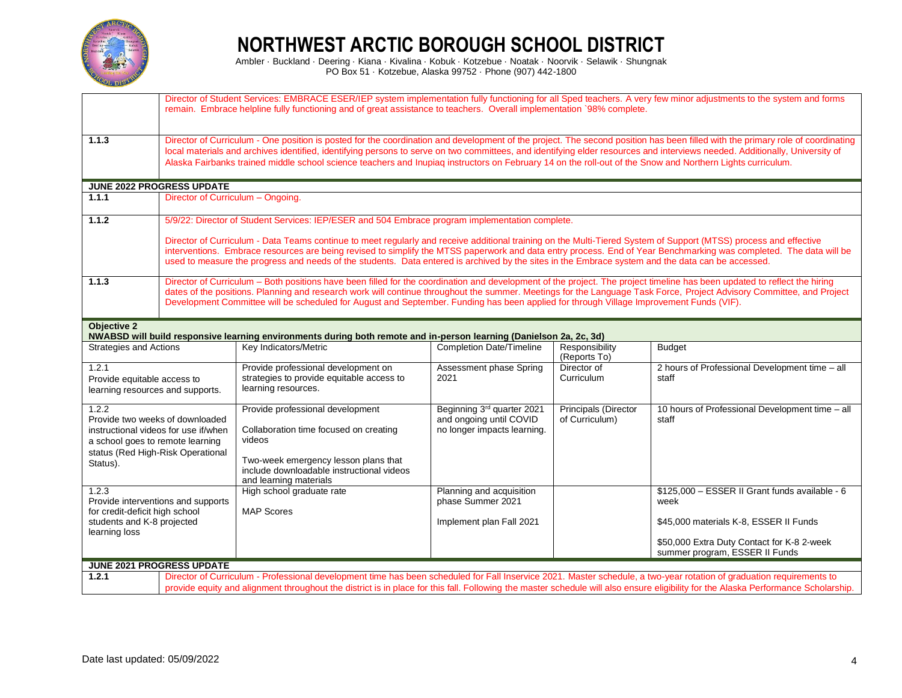| | |
|---|---|
| | Director of Student Services: EMBRACE ESER/IEP system implementation fully functioning for all Sped teachers. A very few minor adjustments to the system and forms remain. Embrace helpline fully functioning and of great assistance to teachers. Overall implementation `98% complete. |
| **1.1.3** | Director of Curriculum - One position is posted for the coordination and development of the project. The second position has been filled with the primary role of coordinating local materials and archives identified, identifying persons to serve on two committees, and identifying elder resources and interviews needed. Additionally, University of Alaska Fairbanks trained middle school science teachers and Inupiaq instructors on February 14 on the roll-out of the Snow and Northern Lights curriculum. |
| **JUNE 2022 PROGRESS UPDATE** | |
| **1.1.1** | Director of Curriculum – Ongoing. |
| **1.1.2** | 5/9/22: Director of Student Services: IEP/ESER and 504 Embrace program implementation complete.<br><br>Director of Curriculum - Data Teams continue to meet regularly and receive additional training on the Multi-Tiered System of Support (MTSS) process and effective interventions. Embrace resources are being revised to simplify the MTSS paperwork and data entry process. End of Year Benchmarking was completed. The data will be used to measure the progress and needs of the students. Data entered is archived by the sites in the Embrace system and the data can be accessed. |
| **1.1.3** | Director of Curriculum – Both positions have been filled for the coordination and development of the project. The project timeline has been updated to reflect the hiring dates of the positions. Planning and research work will continue throughout the summer. Meetings for the Language Task Force, Project Advisory Committee, and Project Development Committee will be scheduled for August and September. Funding has been applied for through Village Improvement Funds (VIF). |

**Objective 2**
**NWABSD will build responsive learning environments during both remote and in-person learning (Danielson 2a, 2c, 3d)**

| Strategies and Actions | Key Indicators/Metric | Completion Date/Timeline | Responsibility (Reports To) | Budget |
|---|---|---|---|---|
| 1.2.1<br>Provide equitable access to learning resources and supports. | Provide professional development on strategies to provide equitable access to learning resources. | Assessment phase Spring 2021 | Director of Curriculum | 2 hours of Professional Development time – all staff |
| 1.2.2<br>Provide two weeks of downloaded instructional videos for use if/when a school goes to remote learning status (Red High-Risk Operational Status). | Provide professional development<br><br>Collaboration time focused on creating videos<br><br>Two-week emergency lesson plans that include downloadable instructional videos and learning materials | Beginning 3rd quarter 2021 and ongoing until COVID no longer impacts learning. | Principals (Director of Curriculum) | 10 hours of Professional Development time – all staff |
| 1.2.3<br>Provide interventions and supports for credit-deficit high school students and K-8 projected learning loss | High school graduate rate<br><br>MAP Scores | Planning and acquisition phase Summer 2021<br><br>Implement plan Fall 2021 | | $125,000 – ESSER II Grant funds available - 6 week<br><br>$45,000 materials K-8, ESSER II Funds<br><br>$50,000 Extra Duty Contact for K-8 2-week summer program, ESSER II Funds |

| | |
|---|---|
| **JUNE 2021 PROGRESS UPDATE** | |
| **1.2.1** | Director of Curriculum - Professional development time has been scheduled for Fall Inservice 2021. Master schedule, a two-year rotation of graduation requirements to provide equity and alignment throughout the district is in place for this fall. Following the master schedule will also ensure eligibility for the Alaska Performance Scholarship. |

Date last updated: 05/09/2022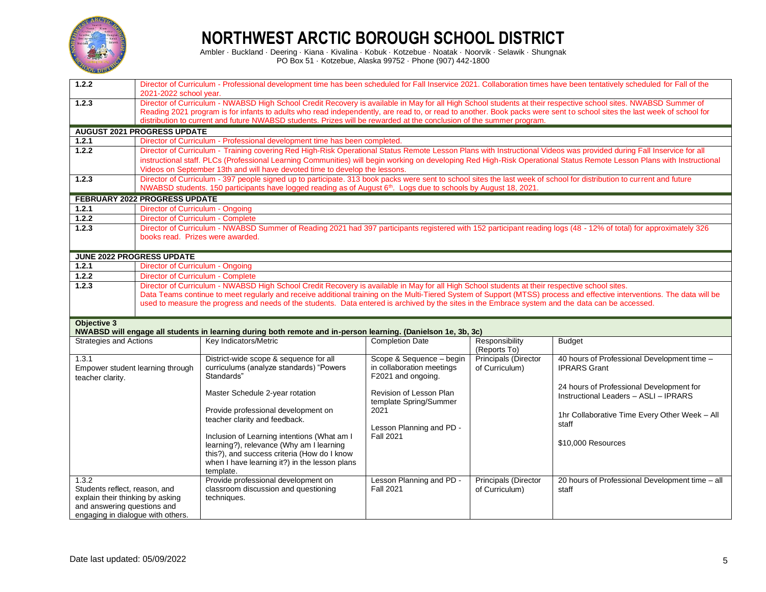# NORTHWEST ARCTIC BOROUGH SCHOOL DISTRICT

Ambler · Buckland · Deering · Kiana · Kivalina · Kobuk · Kotzebue · Noatak · Noorvik · Selawik · Shungnak
PO Box 51 · Kotzebue, Alaska 99752 · Phone (907) 442-1800

| | |
|---|---|
| **1.2.2** | Director of Curriculum - Professional development time has been scheduled for Fall Inservice 2021. Collaboration times have been tentatively scheduled for Fall of the 2021-2022 school year. |
| **1.2.3** | Director of Curriculum - NWABSD High School Credit Recovery is available in May for all High School students at their respective school sites. NWABSD Summer of Reading 2021 program is for infants to adults who read independently, are read to, or read to another. Book packs were sent to school sites the last week of school for distribution to current and future NWABSD students. Prizes will be rewarded at the conclusion of the summer program. |
| **AUGUST 2021 PROGRESS UPDATE** | |
| **1.2.1** | Director of Curriculum - Professional development time has been completed. |
| **1.2.2** | Director of Curriculum - Training covering Red High-Risk Operational Status Remote Lesson Plans with Instructional Videos was provided during Fall Inservice for all instructional staff. PLCs (Professional Learning Communities) will begin working on developing Red High-Risk Operational Status Remote Lesson Plans with Instructional Videos on September 13th and will have devoted time to develop the lessons. |
| **1.2.3** | Director of Curriculum - 397 people signed up to participate. 313 book packs were sent to school sites the last week of school for distribution to current and future NWABSD students. 150 participants have logged reading as of August 6th. Logs due to schools by August 18, 2021. |
| **FEBRUARY 2022 PROGRESS UPDATE** | |
| **1.2.1** | Director of Curriculum - Ongoing |
| **1.2.2** | Director of Curriculum - Complete |
| **1.2.3** | Director of Curriculum - NWABSD Summer of Reading 2021 had 397 participants registered with 152 participant reading logs (48 - 12% of total) for approximately 326 books read. Prizes were awarded. |
| **JUNE 2022 PROGRESS UPDATE** | |
| **1.2.1** | Director of Curriculum - Ongoing |
| **1.2.2** | Director of Curriculum - Complete |
| **1.2.3** | Director of Curriculum - NWABSD High School Credit Recovery is available in May for all High School students at their respective school sites. Data Teams continue to meet regularly and receive additional training on the Multi-Tiered System of Support (MTSS) process and effective interventions. The data will be used to measure the progress and needs of the students. Data entered is archived by the sites in the Embrace system and the data can be accessed. |

**Objective 3**
**NWABSD will engage all students in learning during both remote and in-person learning. (Danielson 1e, 3b, 3c)**

| Strategies and Actions | Key Indicators/Metric | Completion Date | Responsibility (Reports To) | Budget |
|---|---|---|---|---|
| 1.3.1<br>Empower student learning through teacher clarity. | District-wide scope & sequence for all curriculums (analyze standards) "Powers Standards"<br><br>Master Schedule 2-year rotation<br><br>Provide professional development on teacher clarity and feedback.<br><br>Inclusion of Learning intentions (What am I learning?), relevance (Why am I learning this?), and success criteria (How do I know when I have learning it?) in the lesson plans template. | Scope & Sequence – begin in collaboration meetings F2021 and ongoing.<br><br>Revision of Lesson Plan template Spring/Summer 2021<br><br>Lesson Planning and PD - Fall 2021 | Principals (Director of Curriculum) | 40 hours of Professional Development time – IPRARS Grant<br><br>24 hours of Professional Development for Instructional Leaders – ASLI – IPRARS<br><br>1hr Collaborative Time Every Other Week – All staff<br><br>$10,000 Resources |
| 1.3.2<br>Students reflect, reason, and explain their thinking by asking and answering questions and engaging in dialogue with others. | Provide professional development on classroom discussion and questioning techniques. | Lesson Planning and PD - Fall 2021 | Principals (Director of Curriculum) | 20 hours of Professional Development time – all staff |

Date last updated: 05/09/2022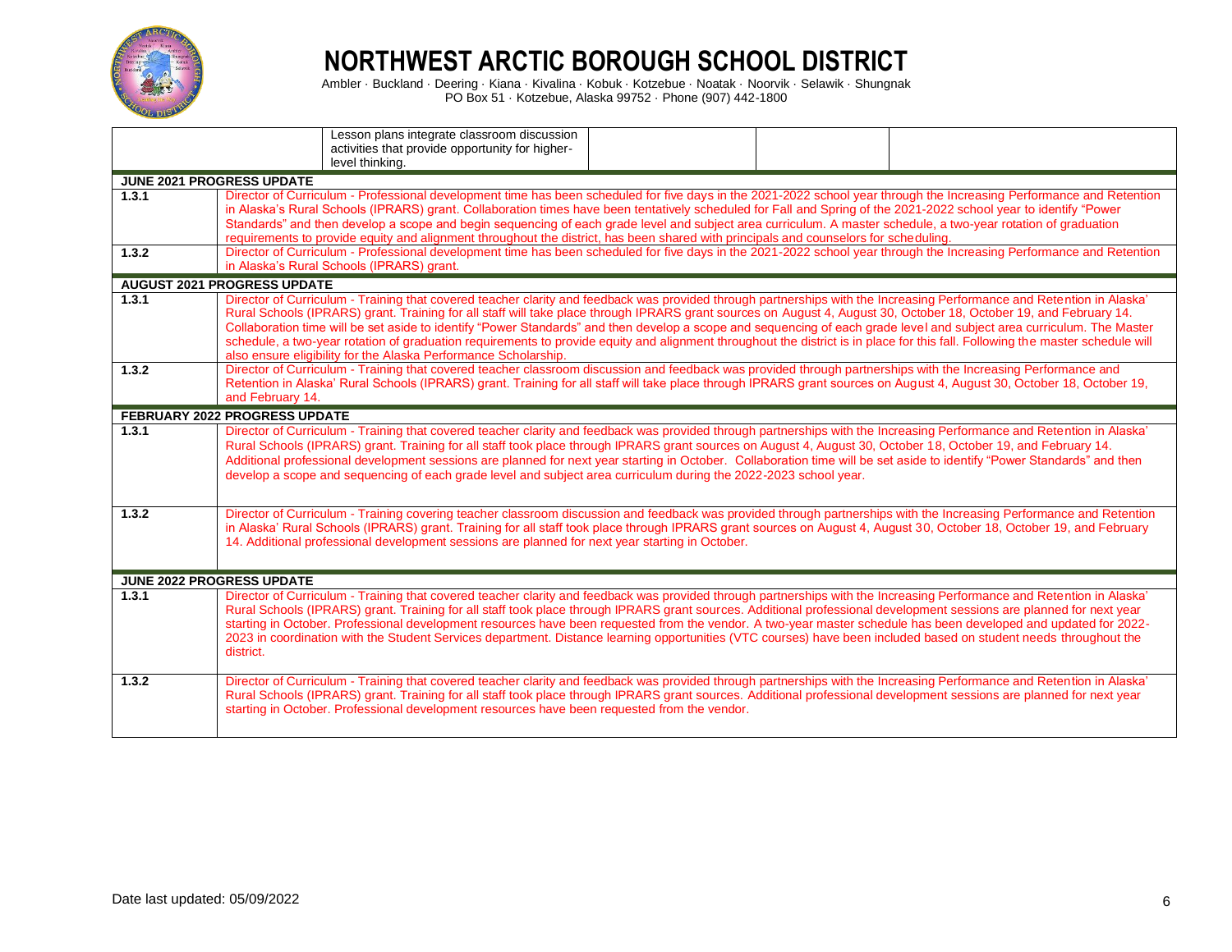| | | Lesson plans integrate classroom discussion activities that provide opportunity for higher-level thinking. | | | |
|---|---|---|---|---|---|
| **JUNE 2021 PROGRESS UPDATE** | | | | | |
| 1.3.1 | Director of Curriculum - Professional development time has been scheduled for five days in the 2021-2022 school year through the Increasing Performance and Retention in Alaska's Rural Schools (IPRARS) grant. Collaboration times have been tentatively scheduled for Fall and Spring of the 2021-2022 school year to identify "Power Standards" and then develop a scope and begin sequencing of each grade level and subject area curriculum. A master schedule, a two-year rotation of graduation requirements to provide equity and alignment throughout the district, has been shared with principals and counselors for scheduling. | | | | |
| 1.3.2 | Director of Curriculum - Professional development time has been scheduled for five days in the 2021-2022 school year through the Increasing Performance and Retention in Alaska's Rural Schools (IPRARS) grant. | | | | |
| **AUGUST 2021 PROGRESS UPDATE** | | | | | |
| 1.3.1 | Director of Curriculum - Training that covered teacher clarity and feedback was provided through partnerships with the Increasing Performance and Retention in Alaska' Rural Schools (IPRARS) grant. Training for all staff will take place through IPRARS grant sources on August 4, August 30, October 18, October 19, and February 14. Collaboration time will be set aside to identify "Power Standards" and then develop a scope and sequencing of each grade level and subject area curriculum. The Master schedule, a two-year rotation of graduation requirements to provide equity and alignment throughout the district is in place for this fall. Following the master schedule will also ensure eligibility for the Alaska Performance Scholarship. | | | | |
| 1.3.2 | Director of Curriculum - Training that covered teacher classroom discussion and feedback was provided through partnerships with the Increasing Performance and Retention in Alaska' Rural Schools (IPRARS) grant. Training for all staff will take place through IPRARS grant sources on August 4, August 30, October 18, October 19, and February 14. | | | | |
| **FEBRUARY 2022 PROGRESS UPDATE** | | | | | |
| 1.3.1 | Director of Curriculum - Training that covered teacher clarity and feedback was provided through partnerships with the Increasing Performance and Retention in Alaska' Rural Schools (IPRARS) grant. Training for all staff took place through IPRARS grant sources on August 4, August 30, October 18, October 19, and February 14. Additional professional development sessions are planned for next year starting in October. Collaboration time will be set aside to identify "Power Standards" and then develop a scope and sequencing of each grade level and subject area curriculum during the 2022-2023 school year. | | | | |
| 1.3.2 | Director of Curriculum - Training covering teacher classroom discussion and feedback was provided through partnerships with the Increasing Performance and Retention in Alaska' Rural Schools (IPRARS) grant. Training for all staff took place through IPRARS grant sources on August 4, August 30, October 18, October 19, and February 14. Additional professional development sessions are planned for next year starting in October. | | | | |
| **JUNE 2022 PROGRESS UPDATE** | | | | | |
| 1.3.1 | Director of Curriculum - Training that covered teacher clarity and feedback was provided through partnerships with the Increasing Performance and Retention in Alaska' Rural Schools (IPRARS) grant. Training for all staff took place through IPRARS grant sources. Additional professional development sessions are planned for next year starting in October. Professional development resources have been requested from the vendor. A two-year master schedule has been developed and updated for 2022-2023 in coordination with the Student Services department. Distance learning opportunities (VTC courses) have been included based on student needs throughout the district. | | | | |
| 1.3.2 | Director of Curriculum - Training that covered teacher clarity and feedback was provided through partnerships with the Increasing Performance and Retention in Alaska' Rural Schools (IPRARS) grant. Training for all staff took place through IPRARS grant sources. Additional professional development sessions are planned for next year starting in October. Professional development resources have been requested from the vendor. | | | | |

Date last updated: 05/09/2022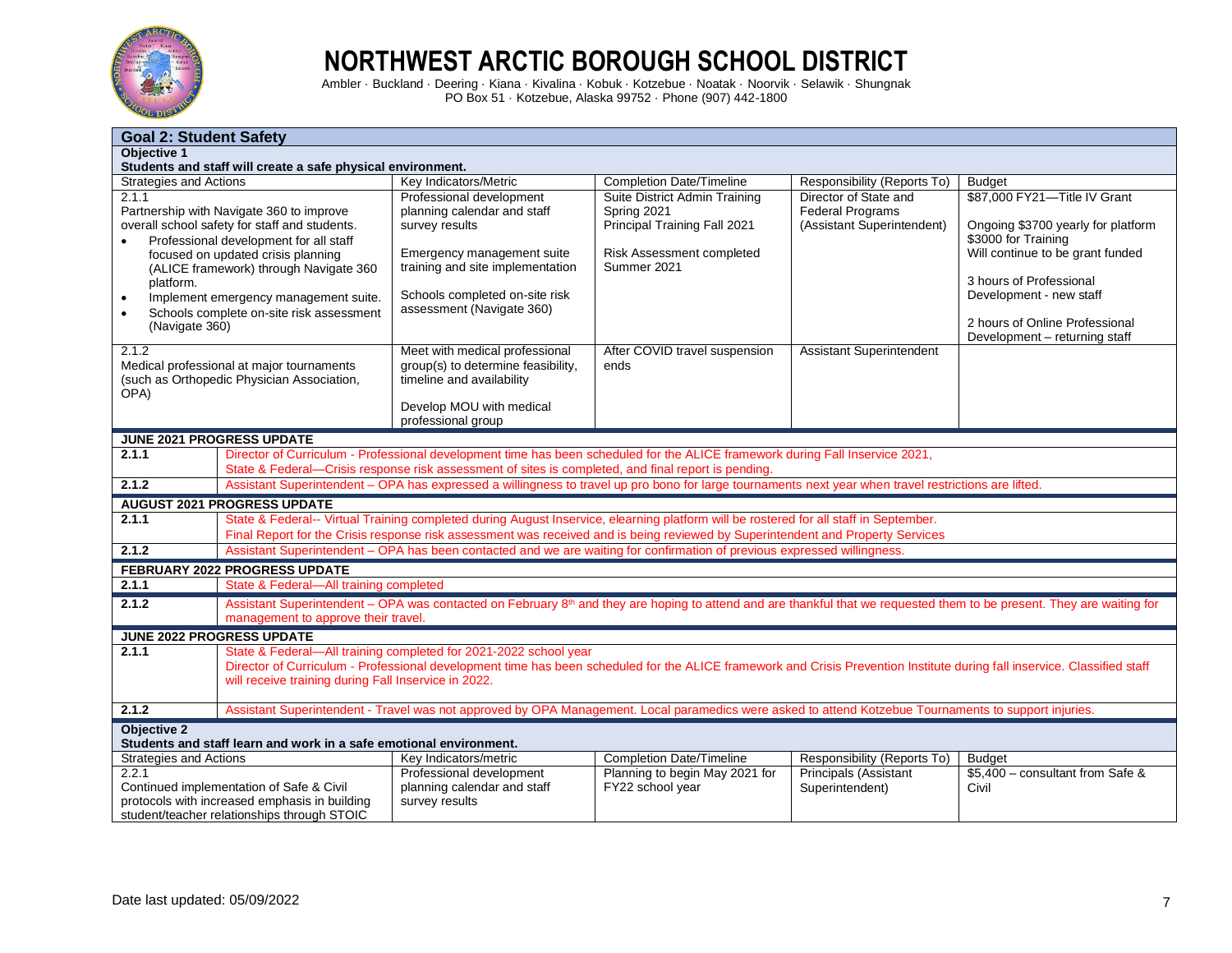# NORTHWEST ARCTIC BOROUGH SCHOOL DISTRICT

Ambler · Buckland · Deering · Kiana · Kivalina · Kobuk · Kotzebue · Noatak · Noorvik · Selawik · Shungnak
PO Box 51 · Kotzebue, Alaska 99752 · Phone (907) 442-1800

## Goal 2: Student Safety

**Objective 1**
**Students and staff will create a safe physical environment.**

| Strategies and Actions | Key Indicators/Metric | Completion Date/Timeline | Responsibility (Reports To) | Budget |
|---|---|---|---|---|
| 2.1.1<br>Partnership with Navigate 360 to improve overall school safety for staff and students.<br>• Professional development for all staff focused on updated crisis planning (ALICE framework) through Navigate 360 platform.<br>• Implement emergency management suite.<br>• Schools complete on-site risk assessment (Navigate 360) | Professional development planning calendar and staff survey results<br><br>Emergency management suite training and site implementation<br><br>Schools completed on-site risk assessment (Navigate 360) | Suite District Admin Training Spring 2021<br>Principal Training Fall 2021<br><br>Risk Assessment completed Summer 2021 | Director of State and Federal Programs (Assistant Superintendent) | $87,000 FY21—Title IV Grant<br><br>Ongoing $3700 yearly for platform<br>$3000 for Training<br>Will continue to be grant funded<br><br>3 hours of Professional Development - new staff<br><br>2 hours of Online Professional Development – returning staff |
| 2.1.2<br>Medical professional at major tournaments (such as Orthopedic Physician Association, OPA) | Meet with medical professional group(s) to determine feasibility, timeline and availability<br><br>Develop MOU with medical professional group | After COVID travel suspension ends | Assistant Superintendent | |

**JUNE 2021 PROGRESS UPDATE**

| | |
|---|---|
| **2.1.1** | Director of Curriculum - Professional development time has been scheduled for the ALICE framework during Fall Inservice 2021,<br>State & Federal—Crisis response risk assessment of sites is completed, and final report is pending. |
| **2.1.2** | Assistant Superintendent – OPA has expressed a willingness to travel up pro bono for large tournaments next year when travel restrictions are lifted. |

**AUGUST 2021 PROGRESS UPDATE**

| | |
|---|---|
| **2.1.1** | State & Federal-- Virtual Training completed during August Inservice, elearning platform will be rostered for all staff in September.<br>Final Report for the Crisis response risk assessment was received and is being reviewed by Superintendent and Property Services |
| **2.1.2** | Assistant Superintendent – OPA has been contacted and we are waiting for confirmation of previous expressed willingness. |

**FEBRUARY 2022 PROGRESS UPDATE**

| | |
|---|---|
| **2.1.1** | State & Federal—All training completed |
| **2.1.2** | Assistant Superintendent – OPA was contacted on February 8th and they are hoping to attend and are thankful that we requested them to be present. They are waiting for management to approve their travel. |

**JUNE 2022 PROGRESS UPDATE**

| | |
|---|---|
| **2.1.1** | State & Federal—All training completed for 2021-2022 school year<br>Director of Curriculum - Professional development time has been scheduled for the ALICE framework and Crisis Prevention Institute during fall inservice. Classified staff will receive training during Fall Inservice in 2022. |
| **2.1.2** | Assistant Superintendent - Travel was not approved by OPA Management. Local paramedics were asked to attend Kotzebue Tournaments to support injuries. |

**Objective 2**
**Students and staff learn and work in a safe emotional environment.**

| Strategies and Actions | Key Indicators/metric | Completion Date/Timeline | Responsibility (Reports To) | Budget |
|---|---|---|---|---|
| 2.2.1<br>Continued implementation of Safe & Civil protocols with increased emphasis in building student/teacher relationships through STOIC | Professional development planning calendar and staff survey results | Planning to begin May 2021 for FY22 school year | Principals (Assistant Superintendent) | $5,400 – consultant from Safe & Civil |

Date last updated: 05/09/2022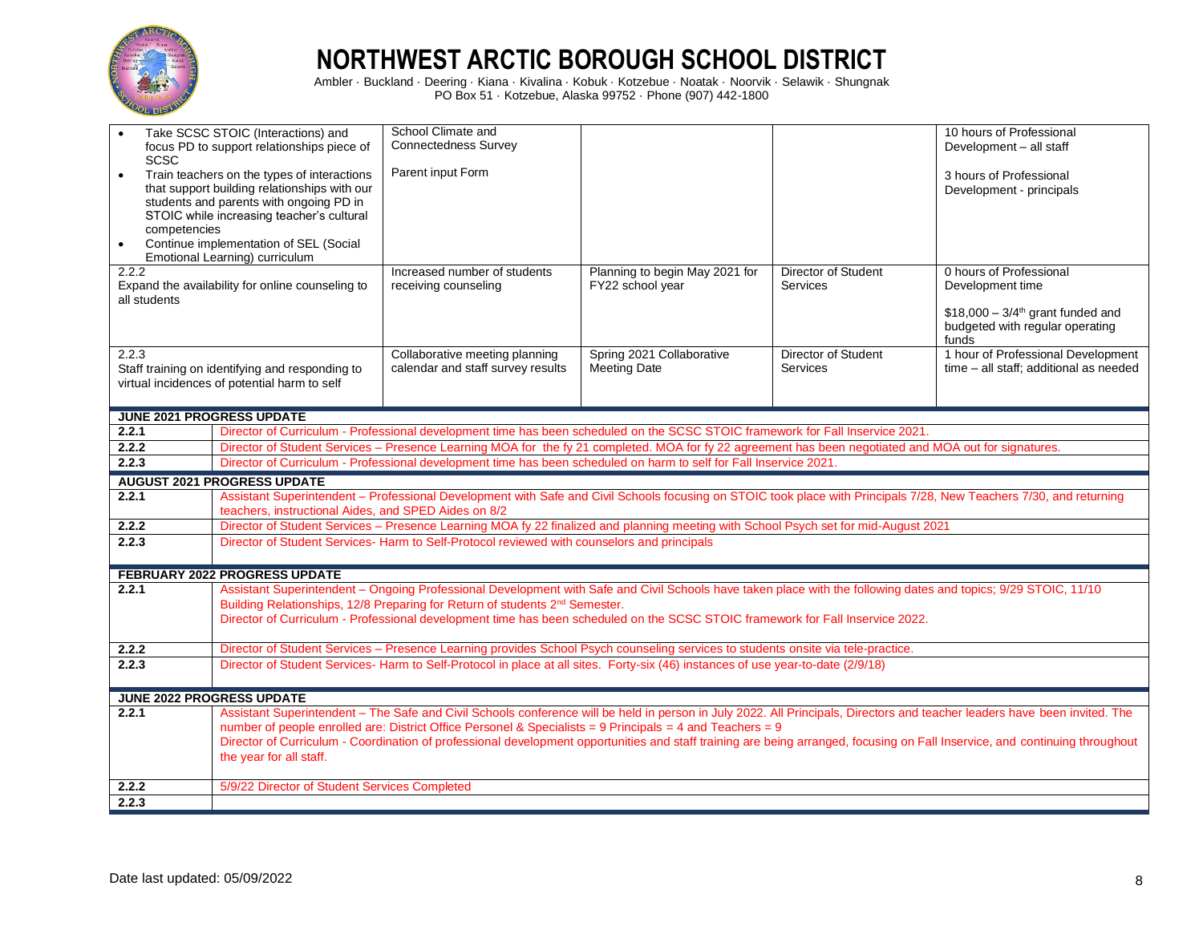# NORTHWEST ARCTIC BOROUGH SCHOOL DISTRICT

Ambler · Buckland · Deering · Kiana · Kivalina · Kobuk · Kotzebue · Noatak · Noorvik · Selawik · Shungnak
PO Box 51 · Kotzebue, Alaska 99752 · Phone (907) 442-1800

| | | | | |
|---|---|---|---|---|
| • Take SCSC STOIC (Interactions) and focus PD to support relationships piece of SCSC<br>• Train teachers on the types of interactions that support building relationships with our students and parents with ongoing PD in STOIC while increasing teacher's cultural competencies<br>• Continue implementation of SEL (Social Emotional Learning) curriculum | School Climate and Connectedness Survey<br><br>Parent input Form | | | 10 hours of Professional Development – all staff<br><br>3 hours of Professional Development - principals |
| 2.2.2<br>Expand the availability for online counseling to all students | Increased number of students receiving counseling | Planning to begin May 2021 for FY22 school year | Director of Student Services | 0 hours of Professional Development time<br><br>$18,000 – 3/4th grant funded and budgeted with regular operating funds |
| 2.2.3<br>Staff training on identifying and responding to virtual incidences of potential harm to self | Collaborative meeting planning calendar and staff survey results | Spring 2021 Collaborative Meeting Date | Director of Student Services | 1 hour of Professional Development time – all staff; additional as needed |

| JUNE 2021 PROGRESS UPDATE | |
|---|---|
| 2.2.1 | Director of Curriculum - Professional development time has been scheduled on the SCSC STOIC framework for Fall Inservice 2021. |
| 2.2.2 | Director of Student Services – Presence Learning MOA for the fy 21 completed. MOA for fy 22 agreement has been negotiated and MOA out for signatures. |
| 2.2.3 | Director of Curriculum - Professional development time has been scheduled on harm to self for Fall Inservice 2021. |
| **AUGUST 2021 PROGRESS UPDATE** | |
| 2.2.1 | Assistant Superintendent – Professional Development with Safe and Civil Schools focusing on STOIC took place with Principals 7/28, New Teachers 7/30, and returning teachers, instructional Aides, and SPED Aides on 8/2 |
| 2.2.2 | Director of Student Services – Presence Learning MOA fy 22 finalized and planning meeting with School Psych set for mid-August 2021 |
| 2.2.3 | Director of Student Services- Harm to Self-Protocol reviewed with counselors and principals |
| **FEBRUARY 2022 PROGRESS UPDATE** | |
| 2.2.1 | Assistant Superintendent – Ongoing Professional Development with Safe and Civil Schools have taken place with the following dates and topics; 9/29 STOIC, 11/10 Building Relationships, 12/8 Preparing for Return of students 2nd Semester.<br>Director of Curriculum - Professional development time has been scheduled on the SCSC STOIC framework for Fall Inservice 2022. |
| 2.2.2 | Director of Student Services – Presence Learning provides School Psych counseling services to students onsite via tele-practice. |
| 2.2.3 | Director of Student Services- Harm to Self-Protocol in place at all sites. Forty-six (46) instances of use year-to-date (2/9/18) |
| **JUNE 2022 PROGRESS UPDATE** | |
| 2.2.1 | Assistant Superintendent – The Safe and Civil Schools conference will be held in person in July 2022. All Principals, Directors and teacher leaders have been invited. The number of people enrolled are: District Office Personel & Specialists = 9 Principals = 4 and Teachers = 9<br>Director of Curriculum - Coordination of professional development opportunities and staff training are being arranged, focusing on Fall Inservice, and continuing throughout the year for all staff. |
| 2.2.2 | 5/9/22 Director of Student Services Completed |
| 2.2.3 | |

Date last updated: 05/09/2022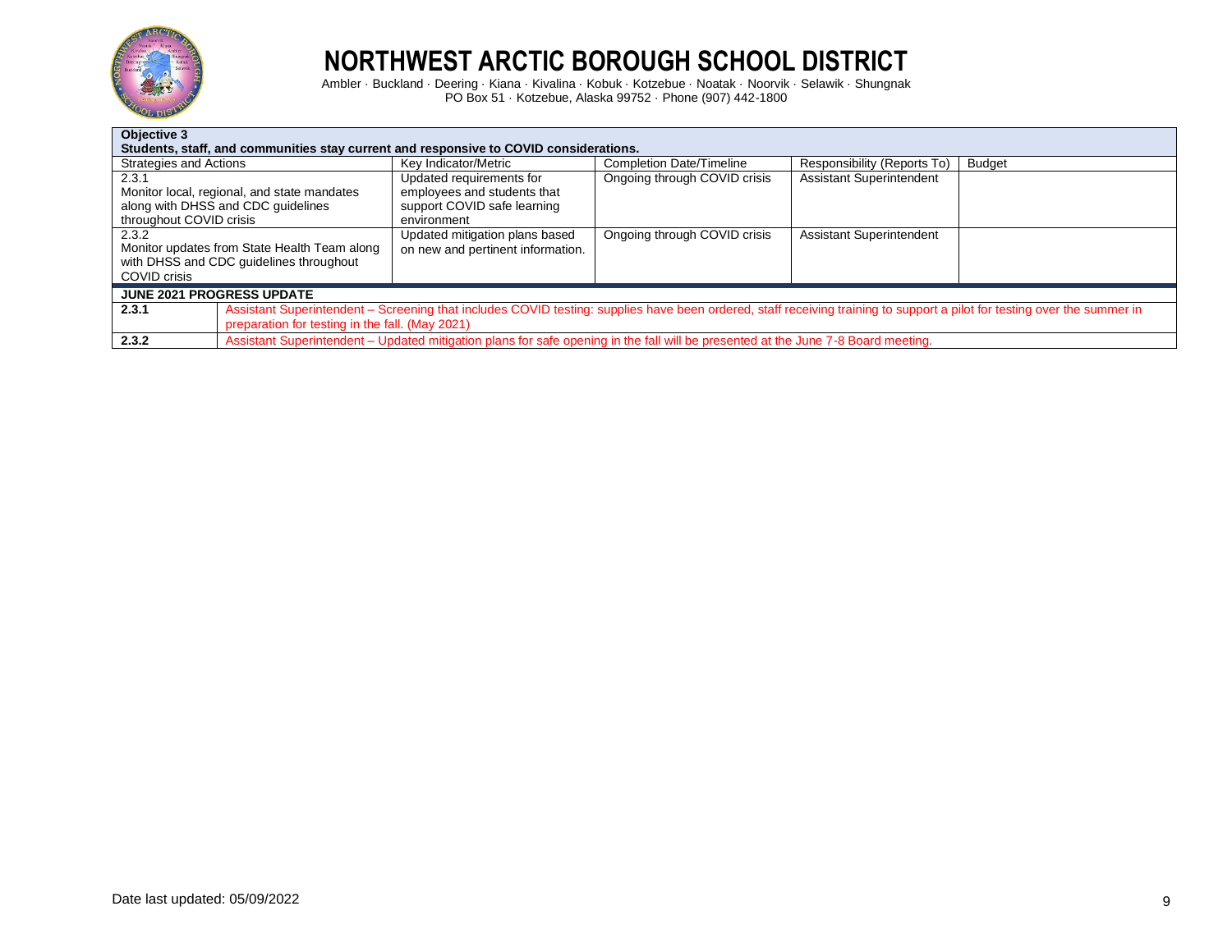# NORTHWEST ARCTIC BOROUGH SCHOOL DISTRICT

Ambler · Buckland · Deering · Kiana · Kivalina · Kobuk · Kotzebue · Noatak · Noorvik · Selawik · Shungnak
PO Box 51 · Kotzebue, Alaska 99752 · Phone (907) 442-1800

| **Objective 3**<br>**Students, staff, and communities stay current and responsive to COVID considerations.** | | | | |
|---|---|---|---|---|
| Strategies and Actions | Key Indicator/Metric | Completion Date/Timeline | Responsibility (Reports To) | Budget |
| 2.3.1<br>Monitor local, regional, and state mandates along with DHSS and CDC guidelines throughout COVID crisis | Updated requirements for employees and students that support COVID safe learning environment | Ongoing through COVID crisis | Assistant Superintendent | |
| 2.3.2<br>Monitor updates from State Health Team along with DHSS and CDC guidelines throughout COVID crisis | Updated mitigation plans based on new and pertinent information. | Ongoing through COVID crisis | Assistant Superintendent | |

| **JUNE 2021 PROGRESS UPDATE** | |
|---|---|
| **2.3.1** | Assistant Superintendent – Screening that includes COVID testing: supplies have been ordered, staff receiving training to support a pilot for testing over the summer in preparation for testing in the fall. (May 2021) |
| **2.3.2** | Assistant Superintendent – Updated mitigation plans for safe opening in the fall will be presented at the June 7-8 Board meeting. |

Date last updated: 05/09/2022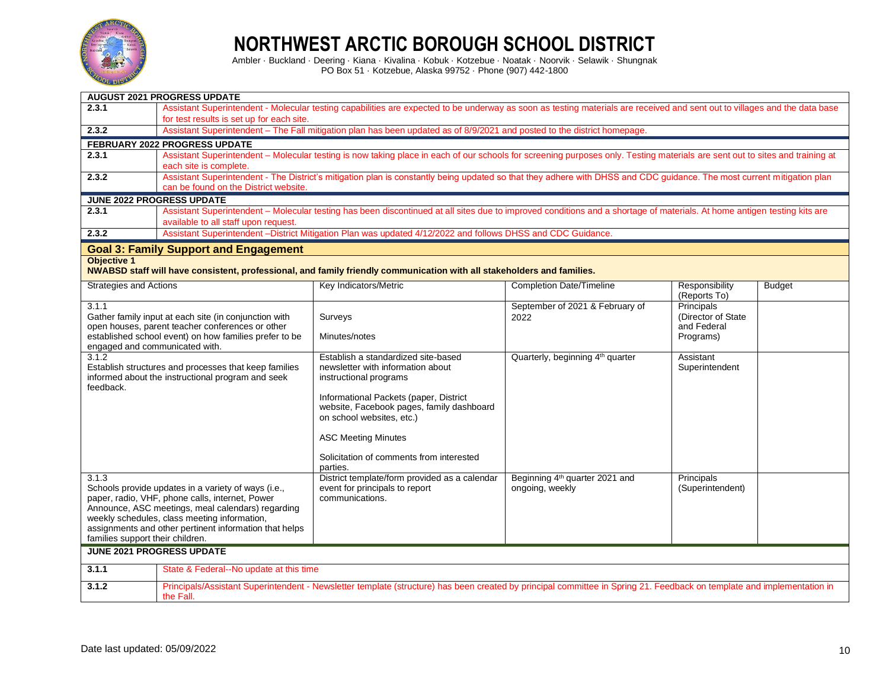# NORTHWEST ARCTIC BOROUGH SCHOOL DISTRICT

Ambler · Buckland · Deering · Kiana · Kivalina · Kobuk · Kotzebue · Noatak · Noorvik · Selawik · Shungnak
PO Box 51 · Kotzebue, Alaska 99752 · Phone (907) 442-1800

| **AUGUST 2021 PROGRESS UPDATE** | |
|---|---|
| **2.3.1** | Assistant Superintendent - Molecular testing capabilities are expected to be underway as soon as testing materials are received and sent out to villages and the data base for test results is set up for each site. |
| **2.3.2** | Assistant Superintendent – The Fall mitigation plan has been updated as of 8/9/2021 and posted to the district homepage. |
| **FEBRUARY 2022 PROGRESS UPDATE** | |
| **2.3.1** | Assistant Superintendent – Molecular testing is now taking place in each of our schools for screening purposes only. Testing materials are sent out to sites and training at each site is complete. |
| **2.3.2** | Assistant Superintendent - The District's mitigation plan is constantly being updated so that they adhere with DHSS and CDC guidance. The most current mitigation plan can be found on the District website. |
| **JUNE 2022 PROGRESS UPDATE** | |
| **2.3.1** | Assistant Superintendent – Molecular testing has been discontinued at all sites due to improved conditions and a shortage of materials. At home antigen testing kits are available to all staff upon request. |
| **2.3.2** | Assistant Superintendent –District Mitigation Plan was updated 4/12/2022 and follows DHSS and CDC Guidance. |

## Goal 3: Family Support and Engagement

**Objective 1**
**NWABSD staff will have consistent, professional, and family friendly communication with all stakeholders and families.**

| Strategies and Actions | Key Indicators/Metric | Completion Date/Timeline | Responsibility (Reports To) | Budget |
|---|---|---|---|---|
| 3.1.1<br>Gather family input at each site (in conjunction with open houses, parent teacher conferences or other established school event) on how families prefer to be engaged and communicated with. | Surveys<br><br>Minutes/notes | September of 2021 & February of 2022 | Principals (Director of State and Federal Programs) | |
| 3.1.2<br>Establish structures and processes that keep families informed about the instructional program and seek feedback. | Establish a standardized site-based newsletter with information about instructional programs<br><br>Informational Packets (paper, District website, Facebook pages, family dashboard on school websites, etc.)<br><br>ASC Meeting Minutes<br><br>Solicitation of comments from interested parties. | Quarterly, beginning 4th quarter | Assistant Superintendent | |
| 3.1.3<br>Schools provide updates in a variety of ways (i.e., paper, radio, VHF, phone calls, internet, Power Announce, ASC meetings, meal calendars) regarding weekly schedules, class meeting information, assignments and other pertinent information that helps families support their children. | District template/form provided as a calendar event for principals to report communications. | Beginning 4th quarter 2021 and ongoing, weekly | Principals (Superintendent) | |

| **JUNE 2021 PROGRESS UPDATE** | |
|---|---|
| **3.1.1** | State & Federal--No update at this time |
| **3.1.2** | Principals/Assistant Superintendent - Newsletter template (structure) has been created by principal committee in Spring 21. Feedback on template and implementation in the Fall. |

Date last updated: 05/09/2022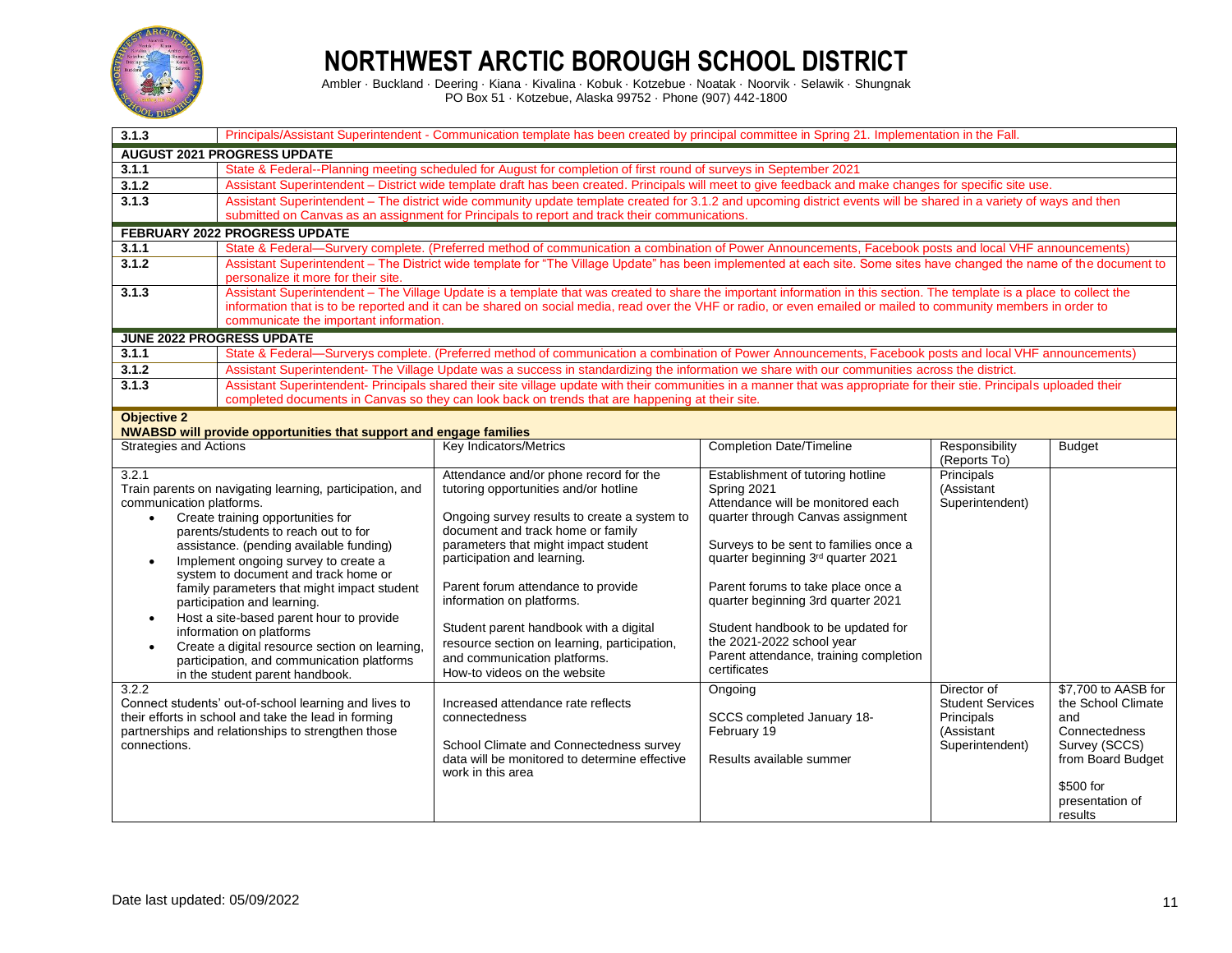# NORTHWEST ARCTIC BOROUGH SCHOOL DISTRICT

Ambler · Buckland · Deering · Kiana · Kivalina · Kobuk · Kotzebue · Noatak · Noorvik · Selawik · Shungnak
PO Box 51 · Kotzebue, Alaska 99752 · Phone (907) 442-1800

| | |
|---|---|
| 3.1.3 | Principals/Assistant Superintendent - Communication template has been created by principal committee in Spring 21. Implementation in the Fall. |
| **AUGUST 2021 PROGRESS UPDATE** | |
| 3.1.1 | State & Federal--Planning meeting scheduled for August for completion of first round of surveys in September 2021 |
| 3.1.2 | Assistant Superintendent – District wide template draft has been created. Principals will meet to give feedback and make changes for specific site use. |
| 3.1.3 | Assistant Superintendent – The district wide community update template created for 3.1.2 and upcoming district events will be shared in a variety of ways and then submitted on Canvas as an assignment for Principals to report and track their communications. |
| **FEBRUARY 2022 PROGRESS UPDATE** | |
| 3.1.1 | State & Federal—Survery complete. (Preferred method of communication a combination of Power Announcements, Facebook posts and local VHF announcements) |
| 3.1.2 | Assistant Superintendent – The District wide template for "The Village Update" has been implemented at each site. Some sites have changed the name of the document to personalize it more for their site. |
| 3.1.3 | Assistant Superintendent – The Village Update is a template that was created to share the important information in this section. The template is a place to collect the information that is to be reported and it can be shared on social media, read over the VHF or radio, or even emailed or mailed to community members in order to communicate the important information. |
| **JUNE 2022 PROGRESS UPDATE** | |
| 3.1.1 | State & Federal—Surverys complete. (Preferred method of communication a combination of Power Announcements, Facebook posts and local VHF announcements) |
| 3.1.2 | Assistant Superintendent- The Village Update was a success in standardizing the information we share with our communities across the district. |
| 3.1.3 | Assistant Superintendent- Principals shared their site village update with their communities in a manner that was appropriate for their stie. Principals uploaded their completed documents in Canvas so they can look back on trends that are happening at their site. |

**Objective 2**
**NWABSD will provide opportunities that support and engage families**

| Strategies and Actions | Key Indicators/Metrics | Completion Date/Timeline | Responsibility (Reports To) | Budget |
|---|---|---|---|---|
| 3.2.1<br>Train parents on navigating learning, participation, and communication platforms.<br>• Create training opportunities for parents/students to reach out to for assistance. (pending available funding)<br>• Implement ongoing survey to create a system to document and track home or family parameters that might impact student participation and learning.<br>• Host a site-based parent hour to provide information on platforms<br>• Create a digital resource section on learning, participation, and communication platforms in the student parent handbook. | Attendance and/or phone record for the tutoring opportunities and/or hotline<br><br>Ongoing survey results to create a system to document and track home or family parameters that might impact student participation and learning.<br><br>Parent forum attendance to provide information on platforms.<br><br>Student parent handbook with a digital resource section on learning, participation, and communication platforms.<br>How-to videos on the website | Establishment of tutoring hotline Spring 2021<br>Attendance will be monitored each quarter through Canvas assignment<br><br>Surveys to be sent to families once a quarter beginning 3rd quarter 2021<br><br>Parent forums to take place once a quarter beginning 3rd quarter 2021<br><br>Student handbook to be updated for the 2021-2022 school year<br>Parent attendance, training completion certificates | Principals (Assistant Superintendent) | |
| 3.2.2<br>Connect students' out-of-school learning and lives to their efforts in school and take the lead in forming partnerships and relationships to strengthen those connections. | Increased attendance rate reflects connectedness<br><br>School Climate and Connectedness survey data will be monitored to determine effective work in this area | Ongoing<br><br>SCCS completed January 18-February 19<br><br>Results available summer | Director of Student Services<br>Principals (Assistant Superintendent) | \$7,700 to AASB for the School Climate and Connectedness Survey (SCCS) from Board Budget<br><br>\$500 for presentation of results |

Date last updated: 05/09/2022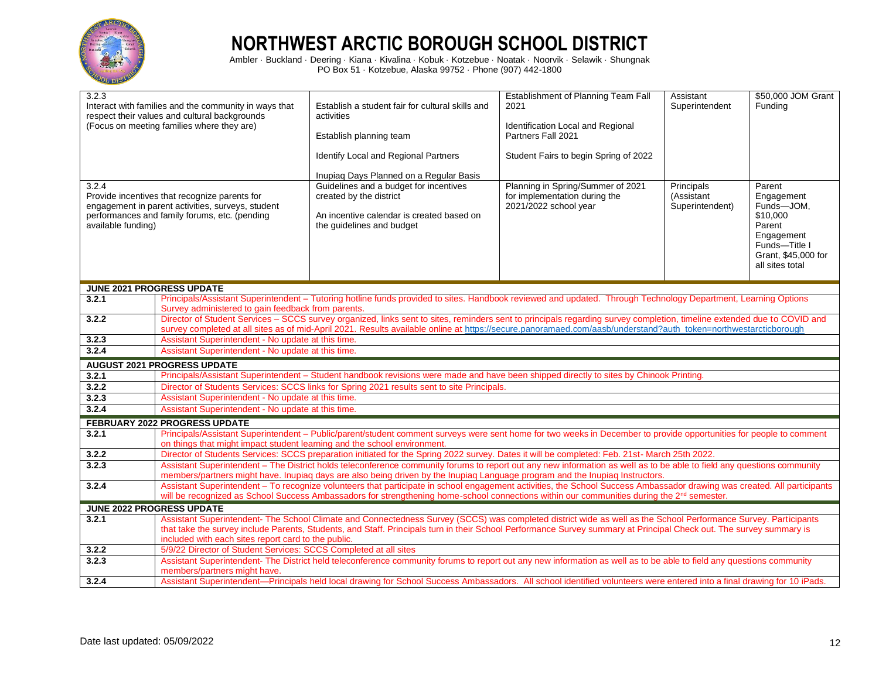# NORTHWEST ARCTIC BOROUGH SCHOOL DISTRICT

Ambler · Buckland · Deering · Kiana · Kivalina · Kobuk · Kotzebue · Noatak · Noorvik · Selawik · Shungnak
PO Box 51 · Kotzebue, Alaska 99752 · Phone (907) 442-1800

| | | | | |
|---|---|---|---|---|
| 3.2.3<br>Interact with families and the community in ways that respect their values and cultural backgrounds (Focus on meeting families where they are) | Establish a student fair for cultural skills and activities<br><br>Establish planning team<br><br>Identify Local and Regional Partners<br><br>Inupiaq Days Planned on a Regular Basis | Establishment of Planning Team Fall 2021<br><br>Identification Local and Regional Partners Fall 2021<br><br>Student Fairs to begin Spring of 2022 | Assistant Superintendent | $50,000 JOM Grant Funding |
| 3.2.4<br>Provide incentives that recognize parents for engagement in parent activities, surveys, student performances and family forums, etc. (pending available funding) | Guidelines and a budget for incentives created by the district<br><br>An incentive calendar is created based on the guidelines and budget | Planning in Spring/Summer of 2021 for implementation during the 2021/2022 school year | Principals (Assistant Superintendent) | Parent Engagement Funds—JOM, $10,000 Parent Engagement Funds—Title I Grant, $45,000 for all sites total |

| | |
|---|---|
| **JUNE 2021 PROGRESS UPDATE** | |
| **3.2.1** | Principals/Assistant Superintendent – Tutoring hotline funds provided to sites. Handbook reviewed and updated. Through Technology Department, Learning Options Survey administered to gain feedback from parents. |
| **3.2.2** | Director of Student Services – SCCS survey organized, links sent to sites, reminders sent to principals regarding survey completion, timeline extended due to COVID and survey completed at all sites as of mid-April 2021. Results available online at https://secure.panoramaed.com/aasb/understand?auth_token=northwestarcticborough |
| **3.2.3** | Assistant Superintendent - No update at this time. |
| **3.2.4** | Assistant Superintendent - No update at this time. |
| **AUGUST 2021 PROGRESS UPDATE** | |
| **3.2.1** | Principals/Assistant Superintendent – Student handbook revisions were made and have been shipped directly to sites by Chinook Printing. |
| **3.2.2** | Director of Students Services: SCCS links for Spring 2021 results sent to site Principals. |
| **3.2.3** | Assistant Superintendent - No update at this time. |
| **3.2.4** | Assistant Superintendent - No update at this time. |
| **FEBRUARY 2022 PROGRESS UPDATE** | |
| **3.2.1** | Principals/Assistant Superintendent – Public/parent/student comment surveys were sent home for two weeks in December to provide opportunities for people to comment on things that might impact student learning and the school environment. |
| **3.2.2** | Director of Students Services: SCCS preparation initiated for the Spring 2022 survey. Dates it will be completed: Feb. 21st- March 25th 2022. |
| **3.2.3** | Assistant Superintendent – The District holds teleconference community forums to report out any new information as well as to be able to field any questions community members/partners might have. Inupiaq days are also being driven by the Inupiaq Language program and the Inupiaq Instructors. |
| **3.2.4** | Assistant Superintendent – To recognize volunteers that participate in school engagement activities, the School Success Ambassador drawing was created. All participants will be recognized as School Success Ambassadors for strengthening home-school connections within our communities during the 2nd semester. |
| **JUNE 2022 PROGRESS UPDATE** | |
| **3.2.1** | Assistant Superintendent- The School Climate and Connectedness Survey (SCCS) was completed district wide as well as the School Performance Survey. Participants that take the survey include Parents, Students, and Staff. Principals turn in their School Performance Survey summary at Principal Check out. The survey summary is included with each sites report card to the public. |
| **3.2.2** | 5/9/22 Director of Student Services: SCCS Completed at all sites |
| **3.2.3** | Assistant Superintendent- The District held teleconference community forums to report out any new information as well as to be able to field any questions community members/partners might have. |
| **3.2.4** | Assistant Superintendent—Principals held local drawing for School Success Ambassadors. All school identified volunteers were entered into a final drawing for 10 iPads. |

Date last updated: 05/09/2022